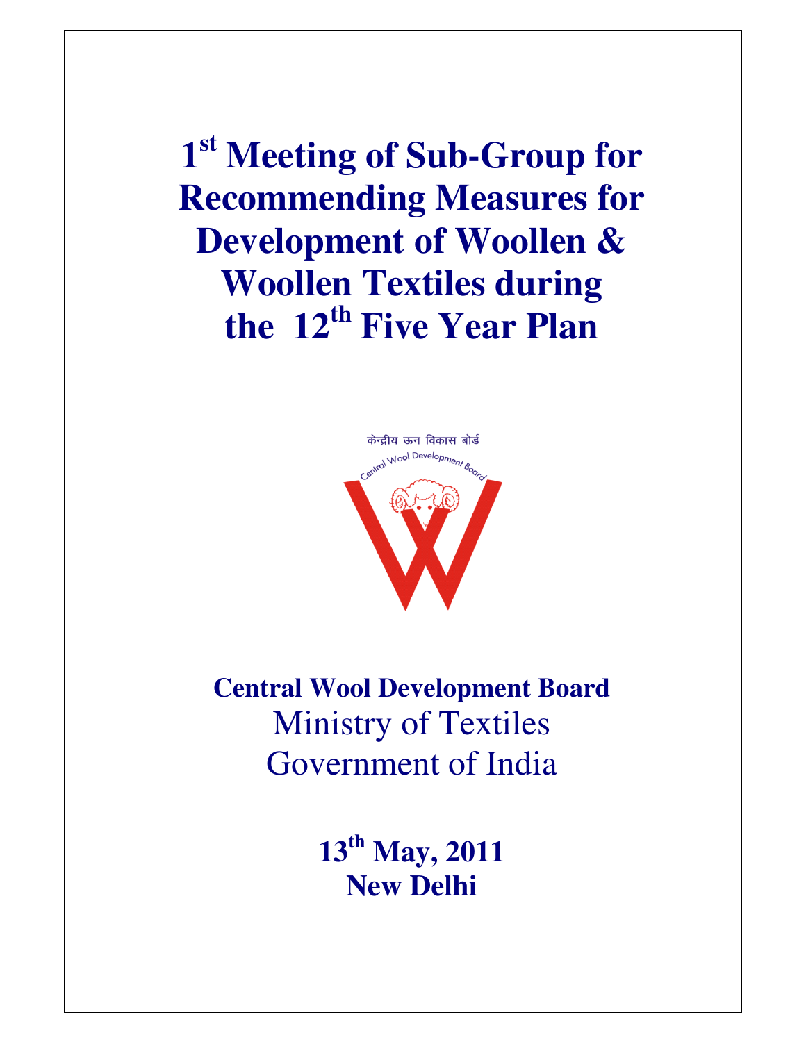# 1st Meeting of Sub-Group for Recommending Measures for Development of Woollen & Woollen Textiles during the 12th Five Year Plan

केन्द्रीय ऊन विकास बोर्ड

Central Wool Development Board

**Central Wool Development Board**

Ministry of Textiles

Government of India

**13th May, 2011**

**New Delhi**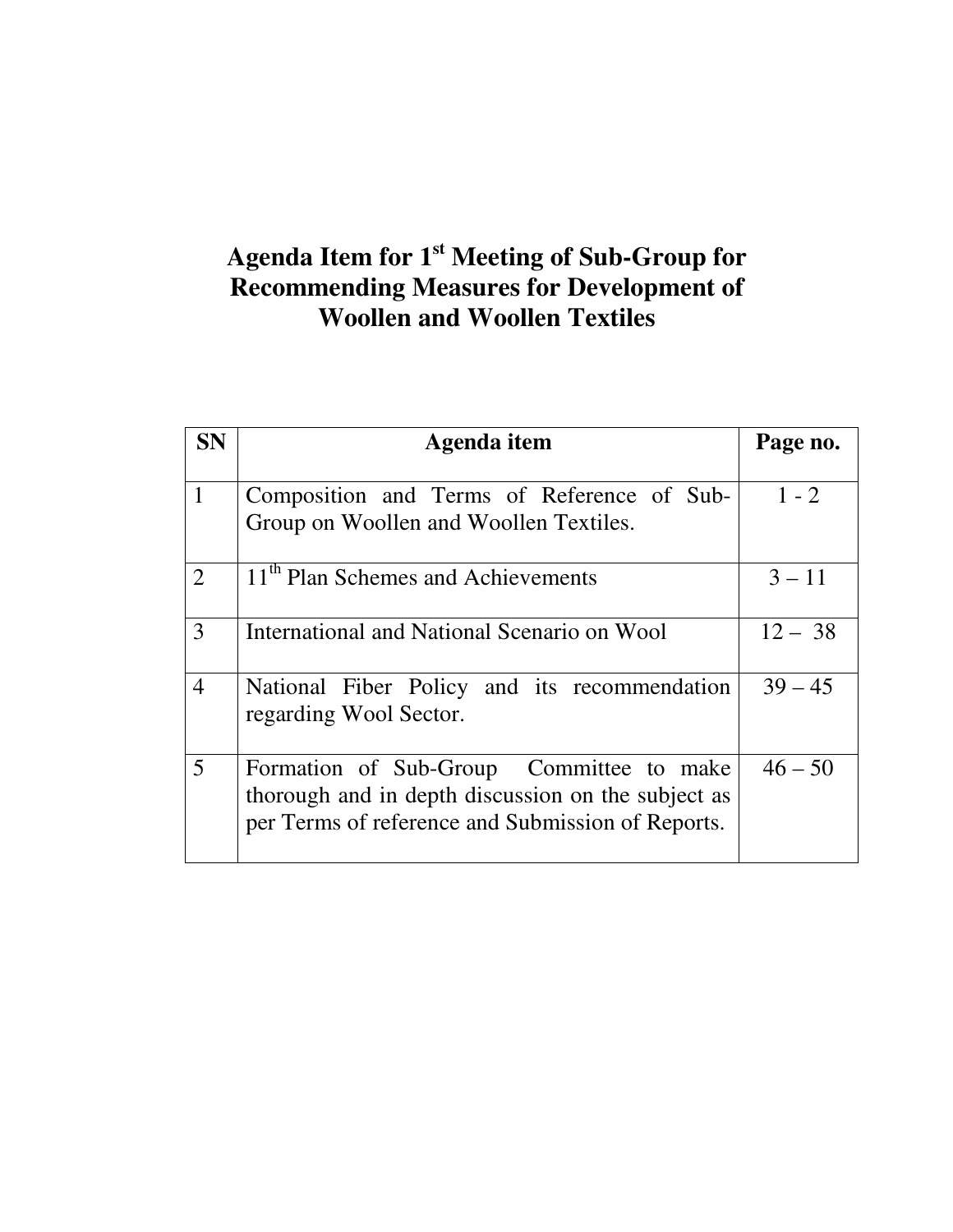# Agenda Item for 1st Meeting of Sub-Group for Recommending Measures for Development of Woollen and Woollen Textiles

| SN | Agenda item | Page no. |
|---|---|---|
| 1 | Composition and Terms of Reference of Sub-Group on Woollen and Woollen Textiles. | 1 - 2 |
| 2 | 11th Plan Schemes and Achievements | 3 – 11 |
| 3 | International and National Scenario on Wool | 12 – 38 |
| 4 | National Fiber Policy and its recommendation regarding Wool Sector. | 39 – 45 |
| 5 | Formation of Sub-Group Committee to make thorough and in depth discussion on the subject as per Terms of reference and Submission of Reports. | 46 – 50 |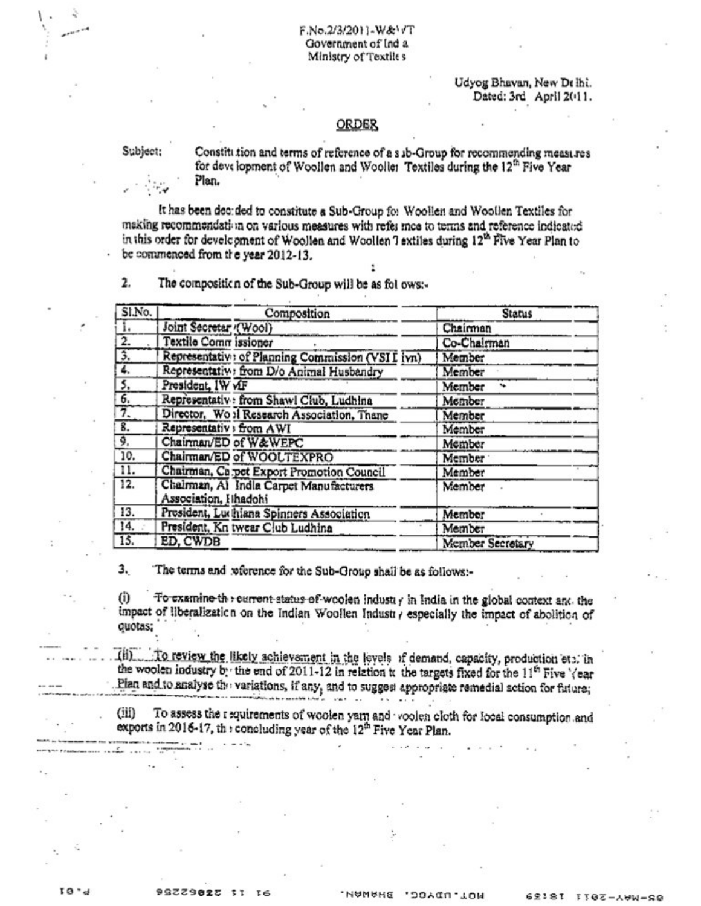F.No.2/3/2011-W&WT
Government of India
Ministry of Textiles

Udyog Bhavan, New Delhi.
Dated: 3rd April 2011.

## ORDER

Subject: Constitution and terms of reference of a sub-Group for recommending measures for development of Woollen and Woollen Textiles during the 12[th] Five Year Plan.

It has been decided to constitute a Sub-Group for Woollen and Woollen Textiles for making recommendation on various measures with reference to terms and reference indicated in this order for development of Woollen and Woollen Textiles during 12[th] Five Year Plan to be commenced from the year 2012-13.

2. The composition of the Sub-Group will be as follows:-

| Sl.No. | Composition | Status |
|---|---|---|
| 1. | Joint Secretary (Wool) | Chairman |
| 2. | Textile Commissioner | Co-Chairman |
| 3. | Representative of Planning Commission (VSI Divn) | Member |
| 4. | Representative from D/o Animal Husbandry | Member |
| 5. | President, IWMF | Member |
| 6. | Representative from Shawl Club, Ludhina | Member |
| 7. | Director, Wool Research Association, Thane | Member |
| 8. | Representative from AWI | Member |
| 9. | Chairman/ED of W&WEPC | Member |
| 10. | Chairman/ED of WOOLTEXPRO | Member |
| 11. | Chairman, Carpet Export Promotion Council | Member |
| 12. | Chairman, All India Carpet Manufacturers Association, Bhadohi | Member |
| 13. | President, Ludhiana Spinners Association | Member |
| 14. | President, Knitwear Club Ludhina | Member |
| 15. | ED, CWDB | Member Secretary |

3. The terms and reference for the Sub-Group shall be as follows:-

(i) To examine the current status of woolen industry in India in the global context and the impact of liberalization on the Indian Woollen Industry especially the impact of abolition of quotas;

(ii) To review the likely achievement in the levels of demand, capacity, production etc. in the woolen industry by the end of 2011-12 in relation to the targets fixed for the 11[th] Five Year Plan and to analyse the variations, if any, and to suggest appropriate remedial action for future;

(iii) To assess the requirements of woolen yarn and woolen cloth for local consumption and exports in 2016-17, the concluding year of the 12[th] Five Year Plan.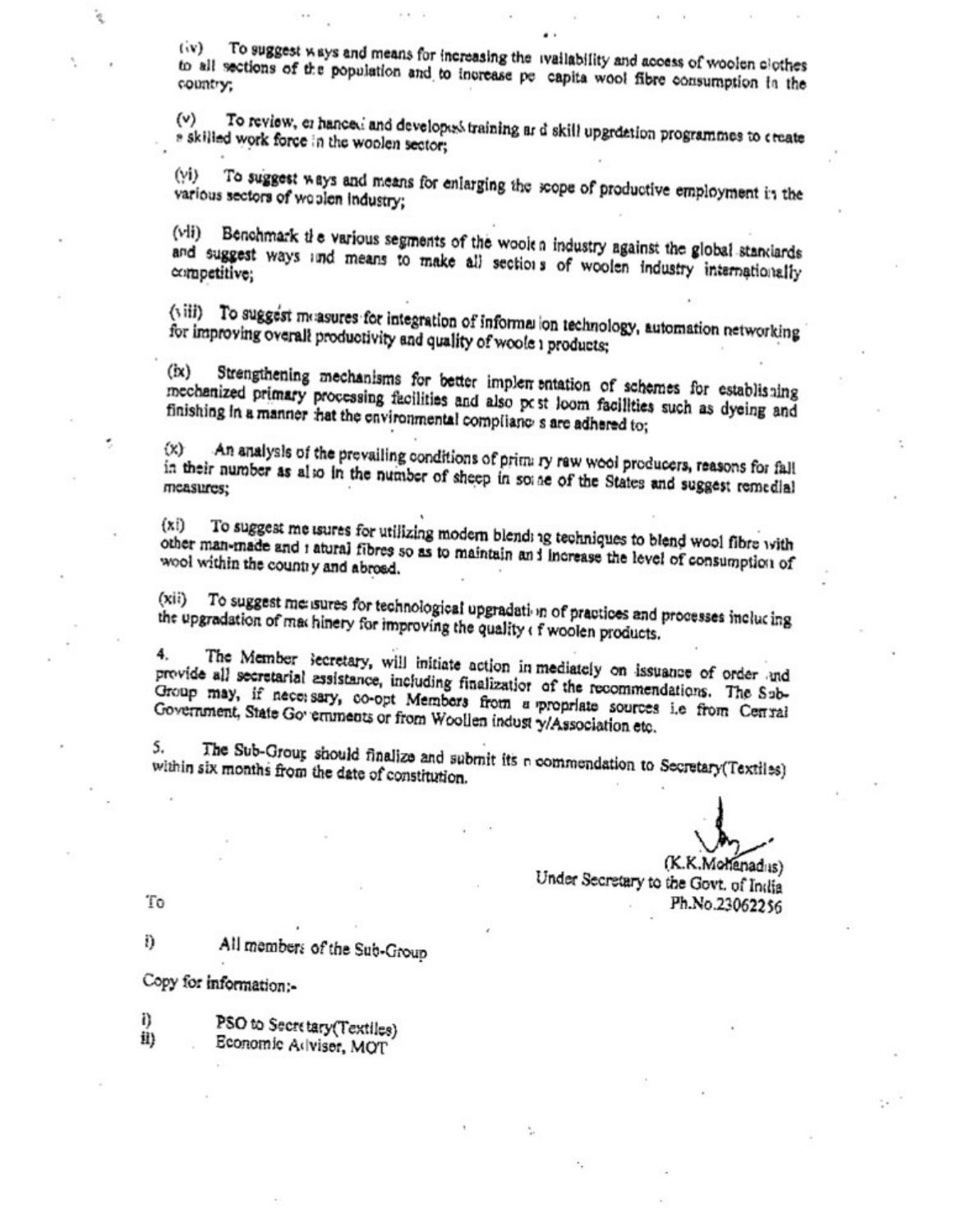(iv) To suggest ways and means for increasing the availability and access of woolen clothes to all sections of the population and to increase per capita wool fibre consumption in the country;

(v) To review, enhance and develop training and skill upgrdation programmes to create a skilled work force in the woolen sector;

(vi) To suggest ways and means for enlarging the scope of productive employment in the various sectors of woolen Industry;

(vii) Benchmark the various segments of the woolen industry against the global standards and suggest ways and means to make all sections of woolen industry internationally competitive;

(viii) To suggest measures for integration of information technology, automation networking for improving overall productivity and quality of woolen products;

(ix) Strengthening mechanisms for better implementation of schemes for establishing mechanized primary processing facilities and also post loom facilities such as dyeing and finishing in a manner that the environmental compliances are adhered to;

(x) An analysis of the prevailing conditions of primary raw wool producers, reasons for fall in their number as also in the number of sheep in some of the States and suggest remedial measures;

(xi) To suggest measures for utilizing modern blending techniques to blend wool fibre with other man-made and natural fibres so as to maintain and increase the level of consumption of wool within the country and abroad.

(xii) To suggest measures for technological upgradation of practices and processes including the upgradation of machinery for improving the quality of woolen products.

4. The Member Secretary, will initiate action immediately on issuance of order and provide all secretarial assistance, including finalization of the recommendations. The Sub-Group may, if necessary, co-opt Members from appropriate sources i.e from Central Government, State Governments or from Woollen industry/Association etc.

5. The Sub-Group should finalize and submit its recommendation to Secretary(Textiles) within six months from the date of constitution.

(K.K.Mohanadas)
Under Secretary to the Govt. of India
Ph.No.23062256

To

i) All members of the Sub-Group

Copy for information:-

i) PSO to Secretary(Textiles)
ii) Economic Adviser, MOT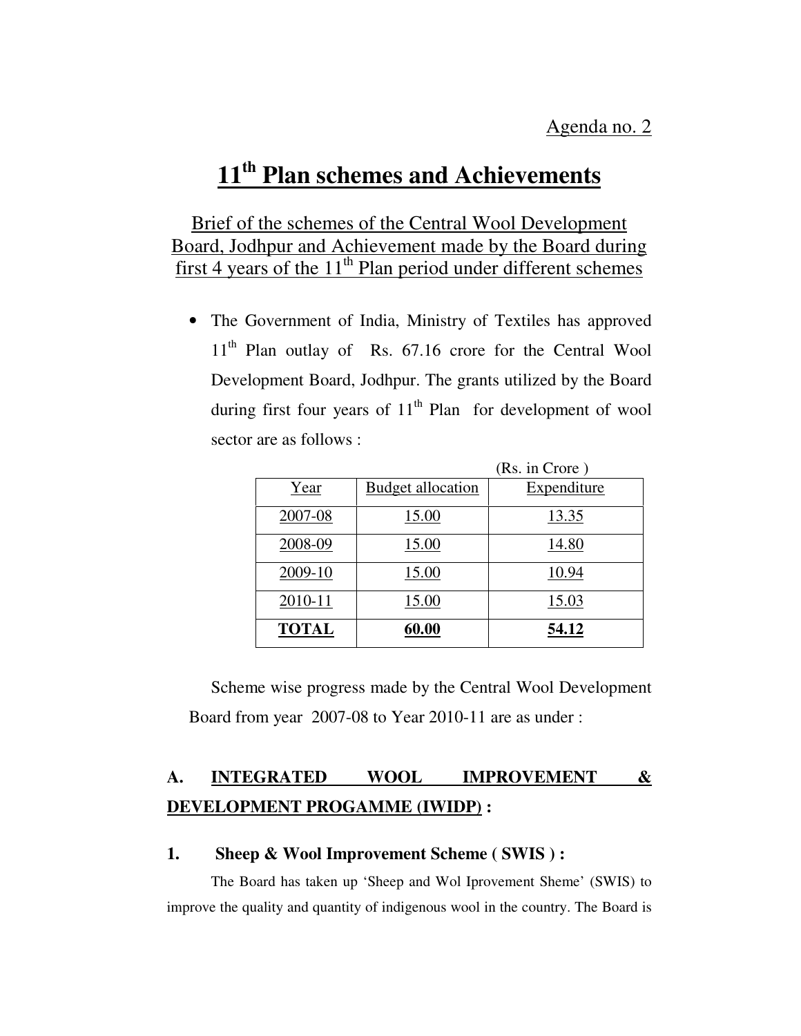Agenda no. 2

# 11th Plan schemes and Achievements

## Brief of the schemes of the Central Wool Development Board, Jodhpur and Achievement made by the Board during first 4 years of the 11th Plan period under different schemes

- The Government of India, Ministry of Textiles has approved 11th Plan outlay of Rs. 67.16 crore for the Central Wool Development Board, Jodhpur. The grants utilized by the Board during first four years of 11th Plan for development of wool sector are as follows :

(Rs. in Crore )

| Year | Budget allocation | Expenditure |
|---|---|---|
| 2007-08 | 15.00 | 13.35 |
| 2008-09 | 15.00 | 14.80 |
| 2009-10 | 15.00 | 10.94 |
| 2010-11 | 15.00 | 15.03 |
| **TOTAL** | **60.00** | **54.12** |

Scheme wise progress made by the Central Wool Development Board from year 2007-08 to Year 2010-11 are as under :

### A. INTEGRATED WOOL IMPROVEMENT & DEVELOPMENT PROGAMME (IWIDP) :

#### 1. Sheep & Wool Improvement Scheme ( SWIS ) :

The Board has taken up 'Sheep and Wol Iprovement Sheme' (SWIS) to improve the quality and quantity of indigenous wool in the country. The Board is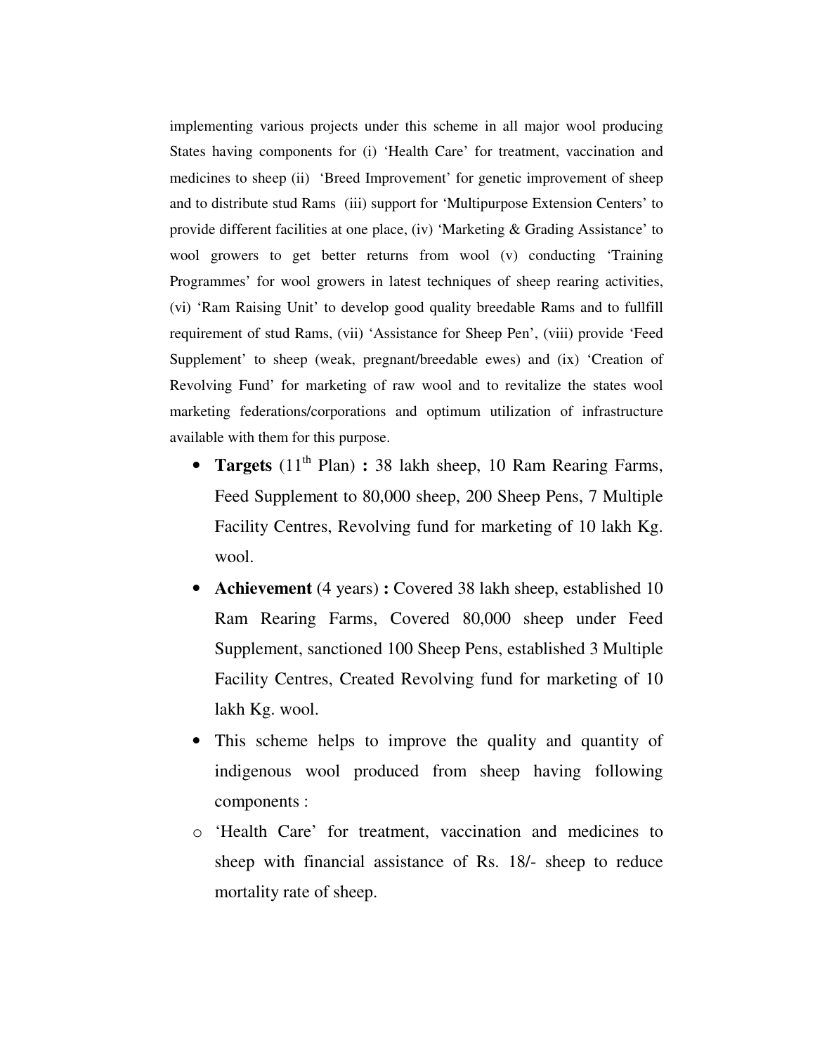implementing various projects under this scheme in all major wool producing States having components for (i) 'Health Care' for treatment, vaccination and medicines to sheep (ii) 'Breed Improvement' for genetic improvement of sheep and to distribute stud Rams (iii) support for 'Multipurpose Extension Centers' to provide different facilities at one place, (iv) 'Marketing & Grading Assistance' to wool growers to get better returns from wool (v) conducting 'Training Programmes' for wool growers in latest techniques of sheep rearing activities, (vi) 'Ram Raising Unit' to develop good quality breedable Rams and to fullfill requirement of stud Rams, (vii) 'Assistance for Sheep Pen', (viii) provide 'Feed Supplement' to sheep (weak, pregnant/breedable ewes) and (ix) 'Creation of Revolving Fund' for marketing of raw wool and to revitalize the states wool marketing federations/corporations and optimum utilization of infrastructure available with them for this purpose.

- **Targets** (11th Plan) **:** 38 lakh sheep, 10 Ram Rearing Farms, Feed Supplement to 80,000 sheep, 200 Sheep Pens, 7 Multiple Facility Centres, Revolving fund for marketing of 10 lakh Kg. wool.
- **Achievement** (4 years) **:** Covered 38 lakh sheep, established 10 Ram Rearing Farms, Covered 80,000 sheep under Feed Supplement, sanctioned 100 Sheep Pens, established 3 Multiple Facility Centres, Created Revolving fund for marketing of 10 lakh Kg. wool.
- This scheme helps to improve the quality and quantity of indigenous wool produced from sheep having following components :
    - 'Health Care' for treatment, vaccination and medicines to sheep with financial assistance of Rs. 18/- sheep to reduce mortality rate of sheep.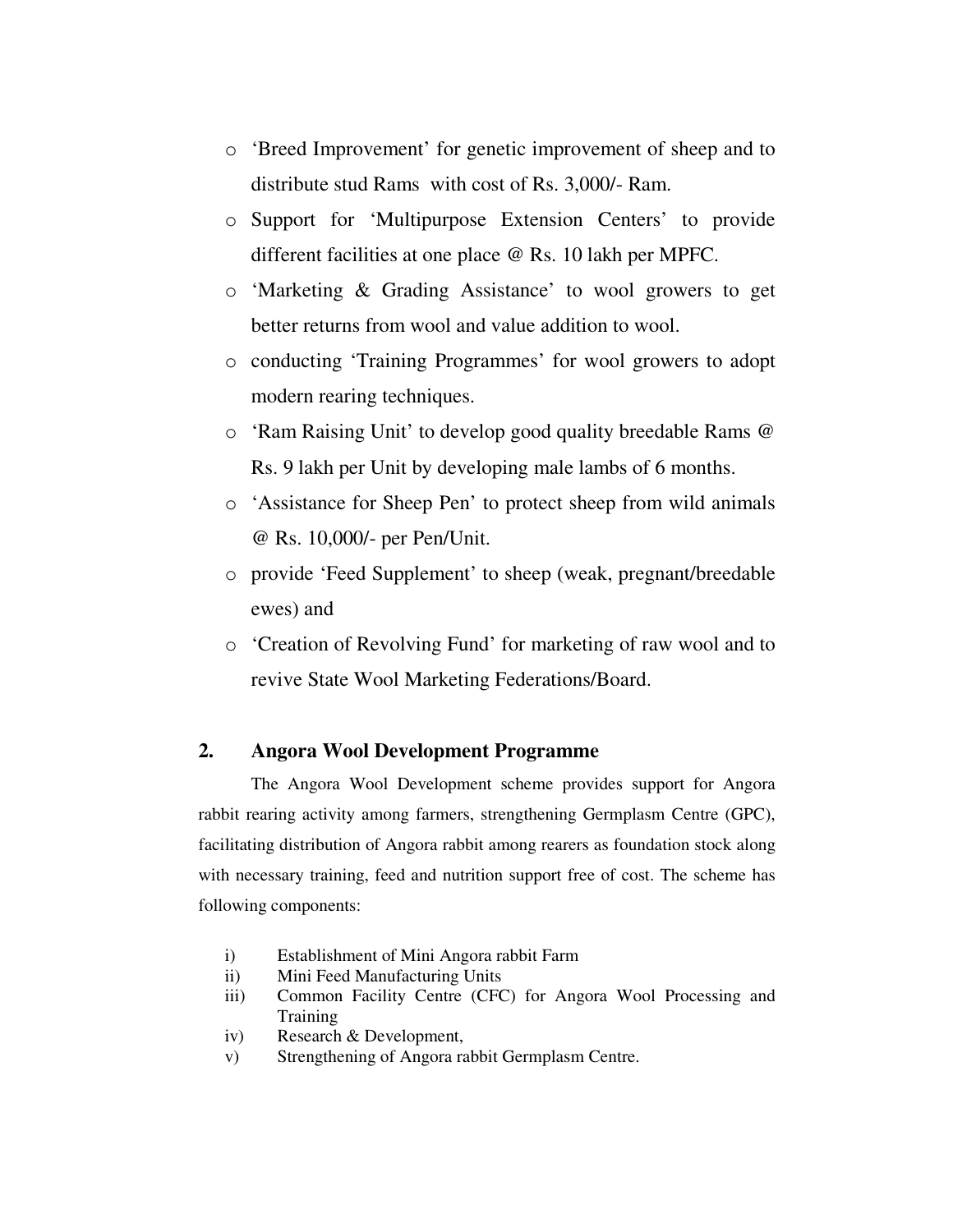- 'Breed Improvement' for genetic improvement of sheep and to distribute stud Rams with cost of Rs. 3,000/- Ram.
- Support for 'Multipurpose Extension Centers' to provide different facilities at one place @ Rs. 10 lakh per MPFC.
- 'Marketing & Grading Assistance' to wool growers to get better returns from wool and value addition to wool.
- conducting 'Training Programmes' for wool growers to adopt modern rearing techniques.
- 'Ram Raising Unit' to develop good quality breedable Rams @ Rs. 9 lakh per Unit by developing male lambs of 6 months.
- 'Assistance for Sheep Pen' to protect sheep from wild animals @ Rs. 10,000/- per Pen/Unit.
- provide 'Feed Supplement' to sheep (weak, pregnant/breedable ewes) and
- 'Creation of Revolving Fund' for marketing of raw wool and to revive State Wool Marketing Federations/Board.

## 2. Angora Wool Development Programme

The Angora Wool Development scheme provides support for Angora rabbit rearing activity among farmers, strengthening Germplasm Centre (GPC), facilitating distribution of Angora rabbit among rearers as foundation stock along with necessary training, feed and nutrition support free of cost. The scheme has following components:

i) Establishment of Mini Angora rabbit Farm
ii) Mini Feed Manufacturing Units
iii) Common Facility Centre (CFC) for Angora Wool Processing and Training
iv) Research & Development,
v) Strengthening of Angora rabbit Germplasm Centre.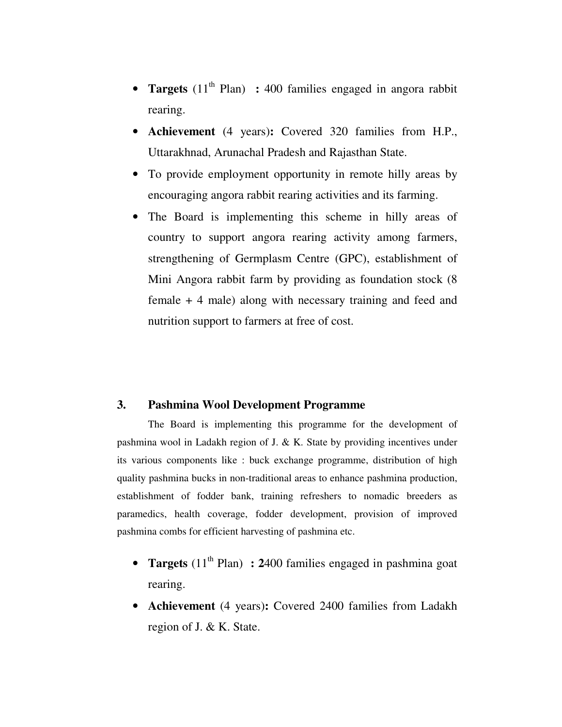- **Targets** (11th Plan) **:** 400 families engaged in angora rabbit rearing.
- **Achievement** (4 years)**:** Covered 320 families from H.P., Uttarakhnad, Arunachal Pradesh and Rajasthan State.
- To provide employment opportunity in remote hilly areas by encouraging angora rabbit rearing activities and its farming.
- The Board is implementing this scheme in hilly areas of country to support angora rearing activity among farmers, strengthening of Germplasm Centre (GPC), establishment of Mini Angora rabbit farm by providing as foundation stock (8 female + 4 male) along with necessary training and feed and nutrition support to farmers at free of cost.

### 3. Pashmina Wool Development Programme

The Board is implementing this programme for the development of pashmina wool in Ladakh region of J. & K. State by providing incentives under its various components like : buck exchange programme, distribution of high quality pashmina bucks in non-traditional areas to enhance pashmina production, establishment of fodder bank, training refreshers to nomadic breeders as paramedics, health coverage, fodder development, provision of improved pashmina combs for efficient harvesting of pashmina etc.

- **Targets** (11th Plan) **: 2**400 families engaged in pashmina goat rearing.
- **Achievement** (4 years)**:** Covered 2400 families from Ladakh region of J. & K. State.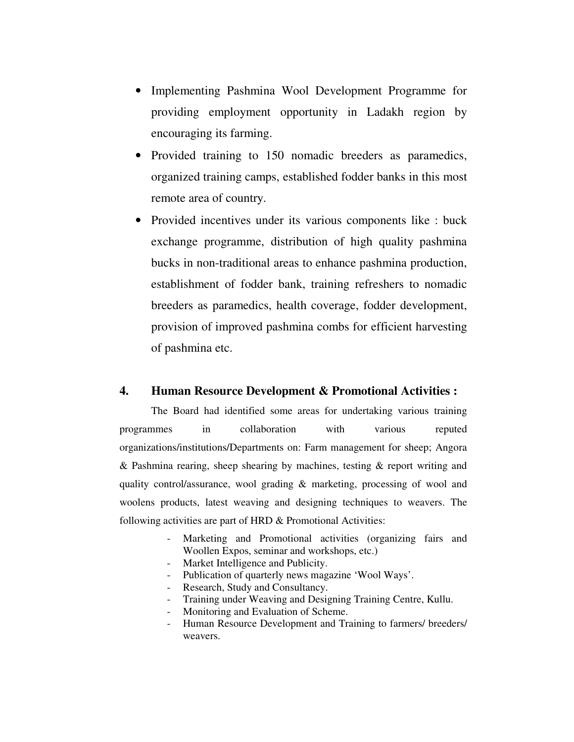- Implementing Pashmina Wool Development Programme for providing employment opportunity in Ladakh region by encouraging its farming.
- Provided training to 150 nomadic breeders as paramedics, organized training camps, established fodder banks in this most remote area of country.
- Provided incentives under its various components like : buck exchange programme, distribution of high quality pashmina bucks in non-traditional areas to enhance pashmina production, establishment of fodder bank, training refreshers to nomadic breeders as paramedics, health coverage, fodder development, provision of improved pashmina combs for efficient harvesting of pashmina etc.

## 4. Human Resource Development & Promotional Activities :

The Board had identified some areas for undertaking various training programmes in collaboration with various reputed organizations/institutions/Departments on: Farm management for sheep; Angora & Pashmina rearing, sheep shearing by machines, testing & report writing and quality control/assurance, wool grading & marketing, processing of wool and woolens products, latest weaving and designing techniques to weavers. The following activities are part of HRD & Promotional Activities:

- Marketing and Promotional activities (organizing fairs and Woollen Expos, seminar and workshops, etc.)
- Market Intelligence and Publicity.
- Publication of quarterly news magazine 'Wool Ways'.
- Research, Study and Consultancy.
- Training under Weaving and Designing Training Centre, Kullu.
- Monitoring and Evaluation of Scheme.
- Human Resource Development and Training to farmers/ breeders/ weavers.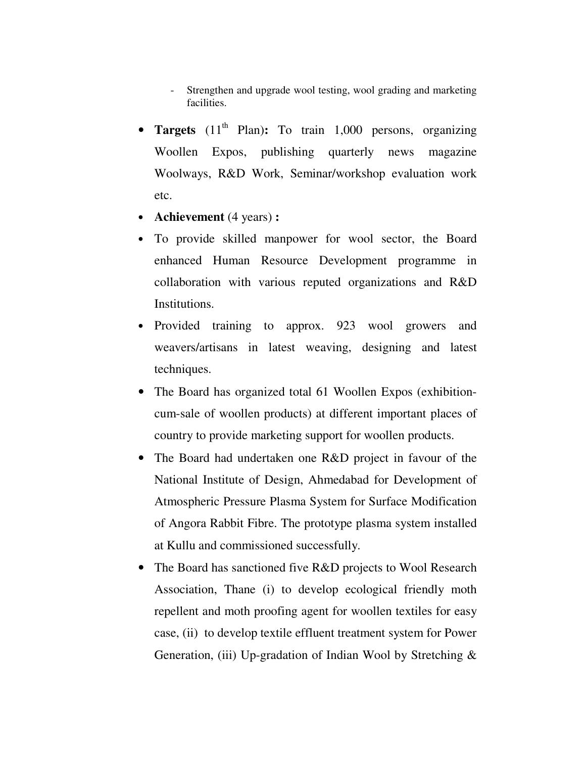- Strengthen and upgrade wool testing, wool grading and marketing facilities.

- **Targets** ($11^{th}$ Plan)**:** To train 1,000 persons, organizing Woollen Expos, publishing quarterly news magazine Woolways, R&D Work, Seminar/workshop evaluation work etc.
- **Achievement** (4 years) **:**
- To provide skilled manpower for wool sector, the Board enhanced Human Resource Development programme in collaboration with various reputed organizations and R&D Institutions.
- Provided training to approx. 923 wool growers and weavers/artisans in latest weaving, designing and latest techniques.
- The Board has organized total 61 Woollen Expos (exhibition-cum-sale of woollen products) at different important places of country to provide marketing support for woollen products.
- The Board had undertaken one R&D project in favour of the National Institute of Design, Ahmedabad for Development of Atmospheric Pressure Plasma System for Surface Modification of Angora Rabbit Fibre. The prototype plasma system installed at Kullu and commissioned successfully.
- The Board has sanctioned five R&D projects to Wool Research Association, Thane (i) to develop ecological friendly moth repellent and moth proofing agent for woollen textiles for easy case, (ii) to develop textile effluent treatment system for Power Generation, (iii) Up-gradation of Indian Wool by Stretching &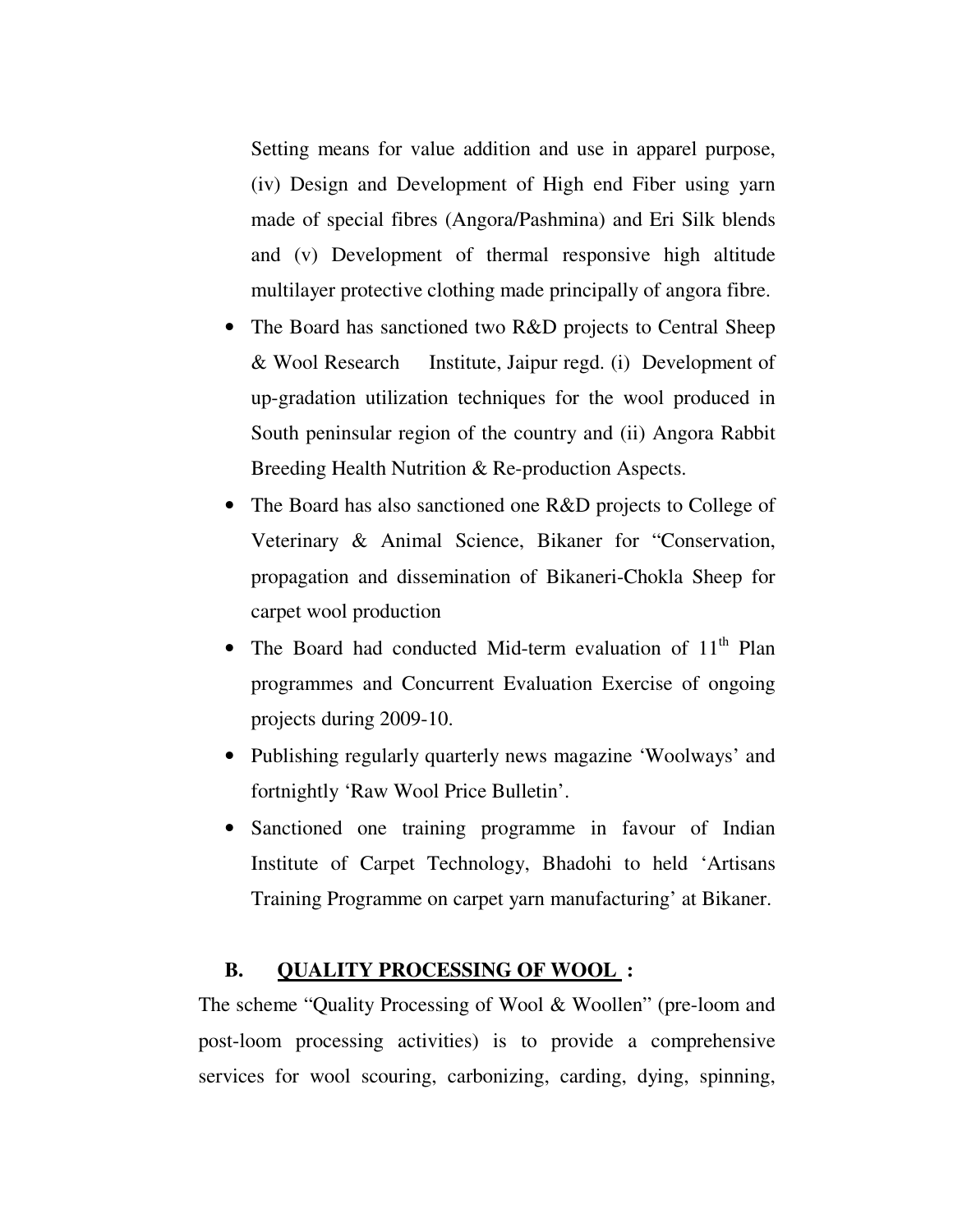Setting means for value addition and use in apparel purpose, (iv) Design and Development of High end Fiber using yarn made of special fibres (Angora/Pashmina) and Eri Silk blends and (v) Development of thermal responsive high altitude multilayer protective clothing made principally of angora fibre.

- The Board has sanctioned two R&D projects to Central Sheep & Wool Research Institute, Jaipur regd. (i) Development of up-gradation utilization techniques for the wool produced in South peninsular region of the country and (ii) Angora Rabbit Breeding Health Nutrition & Re-production Aspects.
- The Board has also sanctioned one R&D projects to College of Veterinary & Animal Science, Bikaner for "Conservation, propagation and dissemination of Bikaneri-Chokla Sheep for carpet wool production
- The Board had conducted Mid-term evaluation of 11th Plan programmes and Concurrent Evaluation Exercise of ongoing projects during 2009-10.
- Publishing regularly quarterly news magazine 'Woolways' and fortnightly 'Raw Wool Price Bulletin'.
- Sanctioned one training programme in favour of Indian Institute of Carpet Technology, Bhadohi to held 'Artisans Training Programme on carpet yarn manufacturing' at Bikaner.

## B. QUALITY PROCESSING OF WOOL :

The scheme "Quality Processing of Wool & Woollen" (pre-loom and post-loom processing activities) is to provide a comprehensive services for wool scouring, carbonizing, carding, dying, spinning,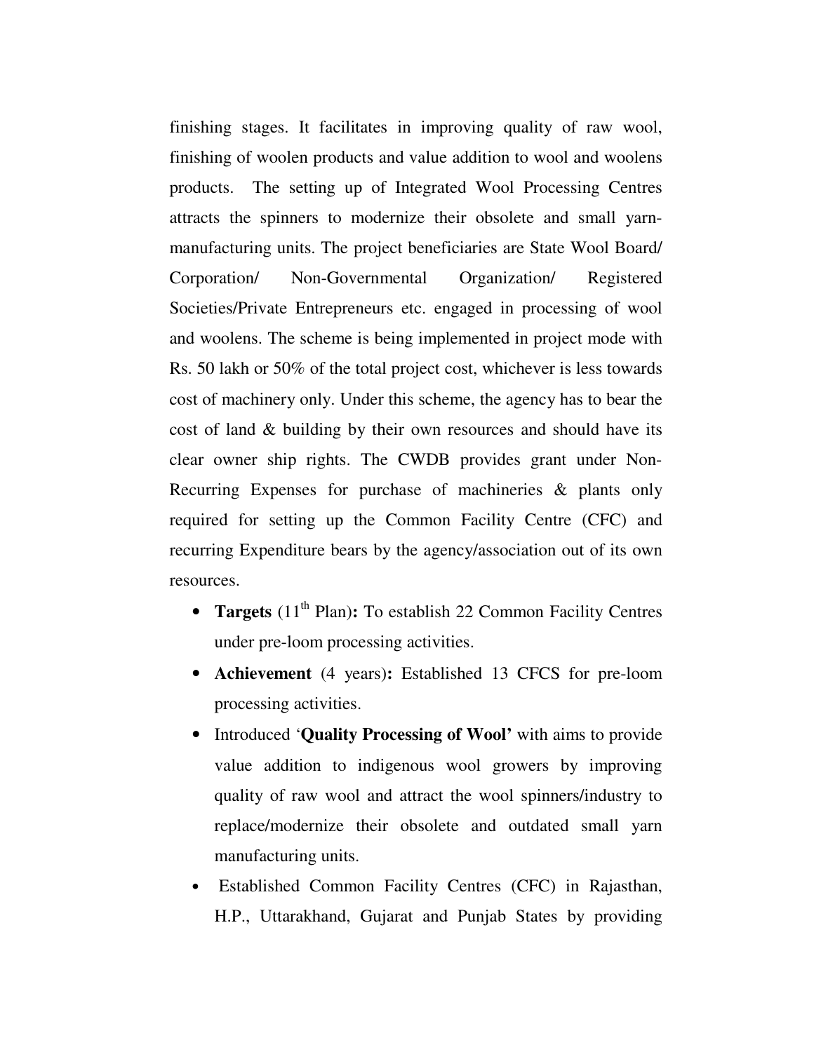finishing stages. It facilitates in improving quality of raw wool, finishing of woolen products and value addition to wool and woolens products. The setting up of Integrated Wool Processing Centres attracts the spinners to modernize their obsolete and small yarn-manufacturing units. The project beneficiaries are State Wool Board/ Corporation/ Non-Governmental Organization/ Registered Societies/Private Entrepreneurs etc. engaged in processing of wool and woolens. The scheme is being implemented in project mode with Rs. 50 lakh or 50% of the total project cost, whichever is less towards cost of machinery only. Under this scheme, the agency has to bear the cost of land & building by their own resources and should have its clear owner ship rights. The CWDB provides grant under Non-Recurring Expenses for purchase of machineries & plants only required for setting up the Common Facility Centre (CFC) and recurring Expenditure bears by the agency/association out of its own resources.

- **Targets** (11$^{th}$ Plan)**:** To establish 22 Common Facility Centres under pre-loom processing activities.
- **Achievement** (4 years)**:** Established 13 CFCS for pre-loom processing activities.
- Introduced '**Quality Processing of Wool'** with aims to provide value addition to indigenous wool growers by improving quality of raw wool and attract the wool spinners/industry to replace/modernize their obsolete and outdated small yarn manufacturing units.
- Established Common Facility Centres (CFC) in Rajasthan, H.P., Uttarakhand, Gujarat and Punjab States by providing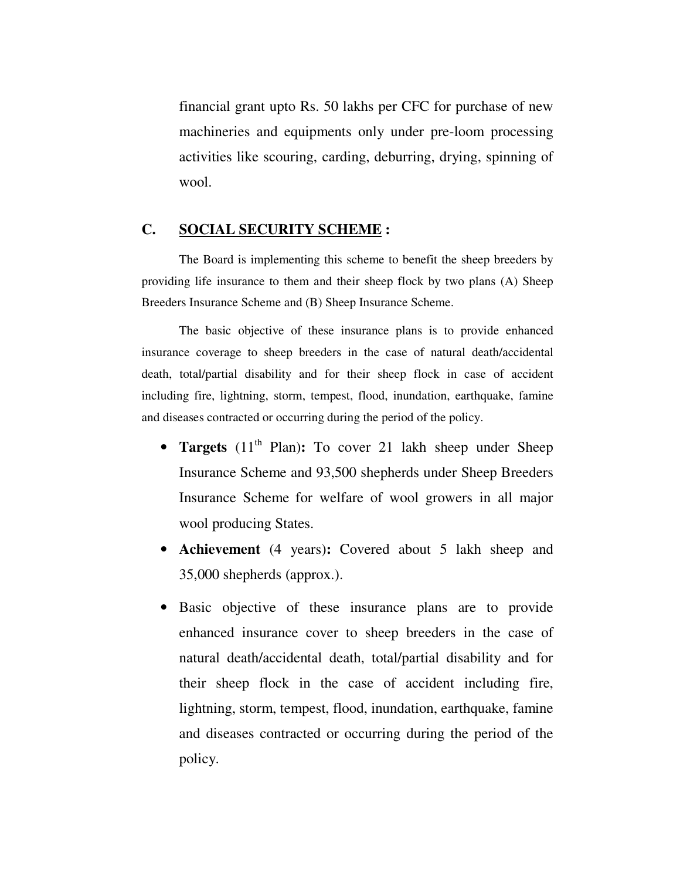financial grant upto Rs. 50 lakhs per CFC for purchase of new machineries and equipments only under pre-loom processing activities like scouring, carding, deburring, drying, spinning of wool.

## C. <u>SOCIAL SECURITY SCHEME</u> :

The Board is implementing this scheme to benefit the sheep breeders by providing life insurance to them and their sheep flock by two plans (A) Sheep Breeders Insurance Scheme and (B) Sheep Insurance Scheme.

The basic objective of these insurance plans is to provide enhanced insurance coverage to sheep breeders in the case of natural death/accidental death, total/partial disability and for their sheep flock in case of accident including fire, lightning, storm, tempest, flood, inundation, earthquake, famine and diseases contracted or occurring during the period of the policy.

- **Targets** (11th Plan)**:** To cover 21 lakh sheep under Sheep Insurance Scheme and 93,500 shepherds under Sheep Breeders Insurance Scheme for welfare of wool growers in all major wool producing States.
- **Achievement** (4 years)**:** Covered about 5 lakh sheep and 35,000 shepherds (approx.).
- Basic objective of these insurance plans are to provide enhanced insurance cover to sheep breeders in the case of natural death/accidental death, total/partial disability and for their sheep flock in the case of accident including fire, lightning, storm, tempest, flood, inundation, earthquake, famine and diseases contracted or occurring during the period of the policy.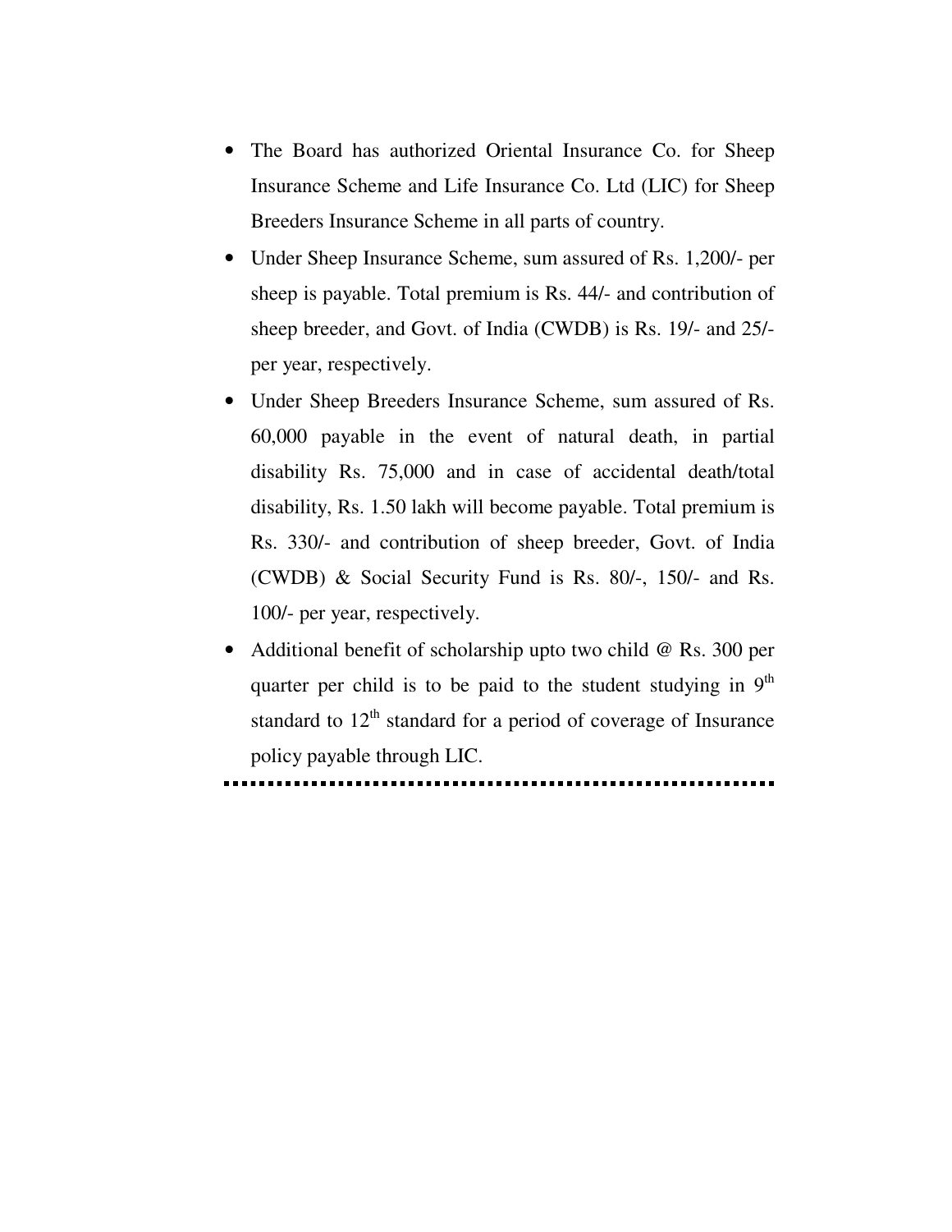- The Board has authorized Oriental Insurance Co. for Sheep Insurance Scheme and Life Insurance Co. Ltd (LIC) for Sheep Breeders Insurance Scheme in all parts of country.
- Under Sheep Insurance Scheme, sum assured of Rs. 1,200/- per sheep is payable. Total premium is Rs. 44/- and contribution of sheep breeder, and Govt. of India (CWDB) is Rs. 19/- and 25/- per year, respectively.
- Under Sheep Breeders Insurance Scheme, sum assured of Rs. 60,000 payable in the event of natural death, in partial disability Rs. 75,000 and in case of accidental death/total disability, Rs. 1.50 lakh will become payable. Total premium is Rs. 330/- and contribution of sheep breeder, Govt. of India (CWDB) & Social Security Fund is Rs. 80/-, 150/- and Rs. 100/- per year, respectively.
- Additional benefit of scholarship upto two child @ Rs. 300 per quarter per child is to be paid to the student studying in 9th standard to 12th standard for a period of coverage of Insurance policy payable through LIC.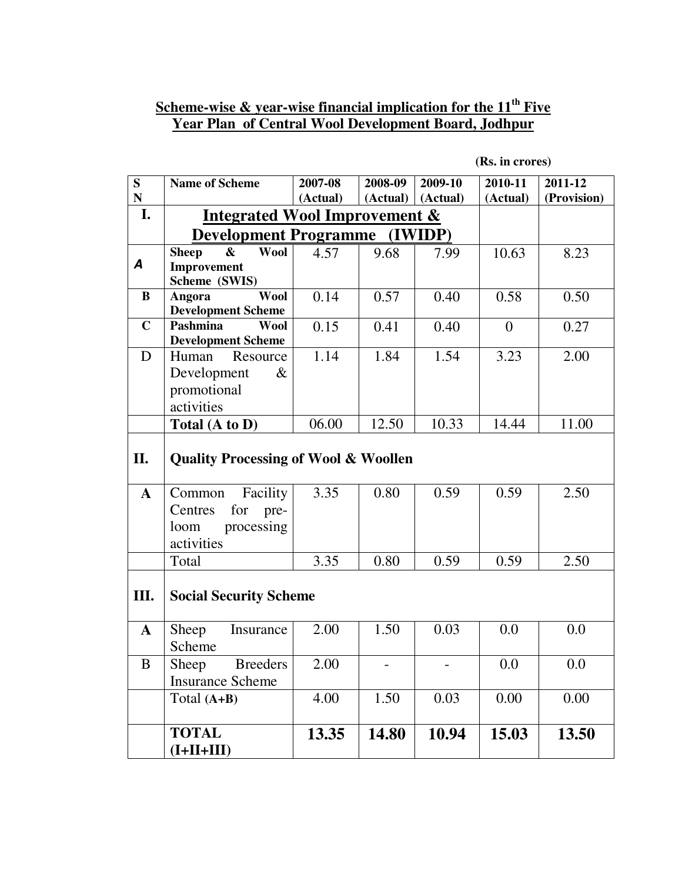## Scheme-wise & year-wise financial implication for the 11th Five Year Plan of Central Wool Development Board, Jodhpur

**(Rs. in crores)**

| S N | Name of Scheme | 2007-08 (Actual) | 2008-09 (Actual) | 2009-10 (Actual) | 2010-11 (Actual) | 2011-12 (Provision) |
|---|---|---|---|---|---|---|
| **I.** | **Integrated Wool Improvement & Development Programme (IWIDP)** | | | | | |
| *A* | **Sheep & Wool Improvement Scheme (SWIS)** | 4.57 | 9.68 | 7.99 | 10.63 | 8.23 |
| **B** | **Angora Wool Development Scheme** | 0.14 | 0.57 | 0.40 | 0.58 | 0.50 |
| **C** | **Pashmina Wool Development Scheme** | 0.15 | 0.41 | 0.40 | 0 | 0.27 |
| D | Human Resource Development & promotional activities | 1.14 | 1.84 | 1.54 | 3.23 | 2.00 |
| | **Total (A to D)** | 06.00 | 12.50 | 10.33 | 14.44 | 11.00 |
| **II.** | **Quality Processing of Wool & Woollen** | | | | | |
| **A** | Common Facility Centres for pre-loom processing activities | 3.35 | 0.80 | 0.59 | 0.59 | 2.50 |
| | Total | 3.35 | 0.80 | 0.59 | 0.59 | 2.50 |
| **III.** | **Social Security Scheme** | | | | | |
| **A** | Sheep Insurance Scheme | 2.00 | 1.50 | 0.03 | 0.0 | 0.0 |
| B | Sheep Breeders Insurance Scheme | 2.00 | - | - | 0.0 | 0.0 |
| | Total **(A+B)** | 4.00 | 1.50 | 0.03 | 0.00 | 0.00 |
| | **TOTAL (I+II+III)** | **13.35** | **14.80** | **10.94** | **15.03** | **13.50** |